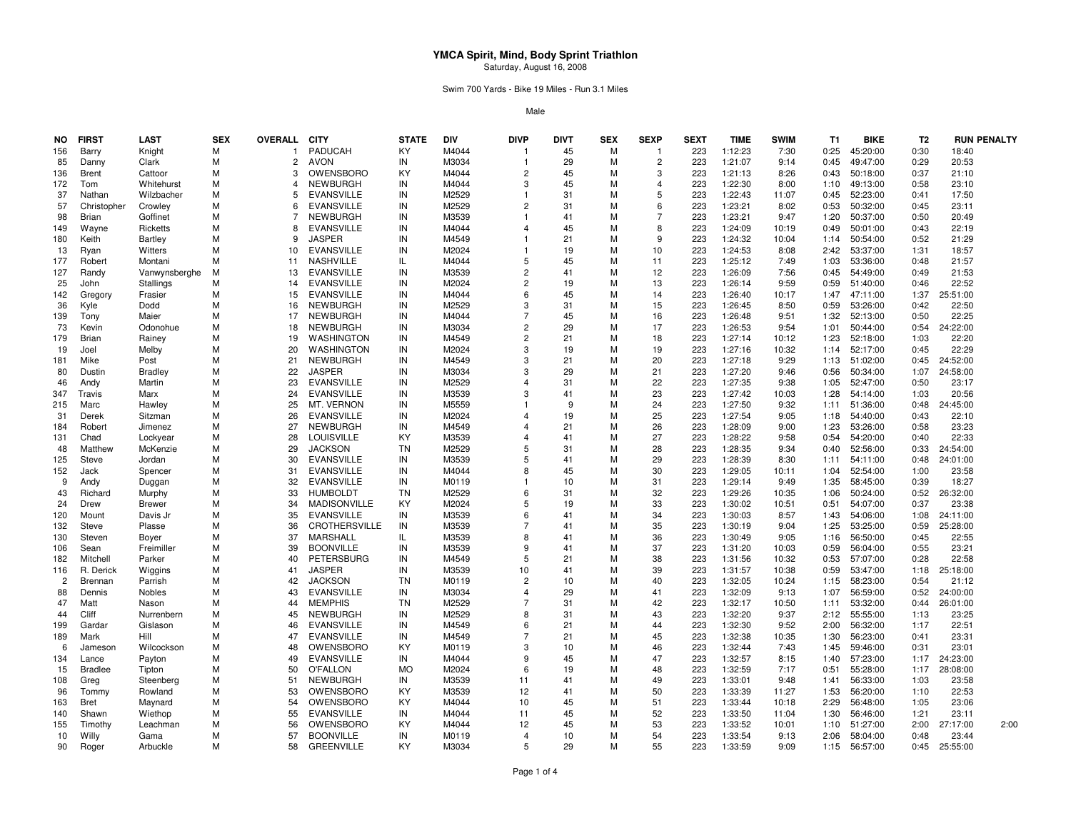# YMCA Spirit, Mind, Body Sprint Triathlon

Saturday, August 16, 2008

Swim 700 Yards - Bike 19 Miles - Run 3.1 Miles

Male

| NO | FIRST | LAST | SEX | OVERALL | CITY | STATE | DIV | DIVP | DIVT | SEX | SEXP | SEXT | TIME | SWIM | T1 | BIKE | T2 | RUN | PENALTY |
|---|---|---|---|---|---|---|---|---|---|---|---|---|---|---|---|---|---|---|---|
| 156 | Barry | Knight | M | 1 | PADUCAH | KY | M4044 | 1 | 45 | M | 1 | 223 | 1:12:23 | 7:30 | 0:25 | 45:20:00 | 0:30 | 18:40 | |
| 85 | Danny | Clark | M | 2 | AVON | IN | M3034 | 1 | 29 | M | 2 | 223 | 1:21:07 | 9:14 | 0:45 | 49:47:00 | 0:29 | 20:53 | |
| 136 | Brent | Cattoor | M | 3 | OWENSBORO | KY | M4044 | 2 | 45 | M | 3 | 223 | 1:21:13 | 8:26 | 0:43 | 50:18:00 | 0:37 | 21:10 | |
| 172 | Tom | Whitehurst | M | 4 | NEWBURGH | IN | M4044 | 3 | 45 | M | 4 | 223 | 1:22:30 | 8:00 | 1:10 | 49:13:00 | 0:58 | 23:10 | |
| 37 | Nathan | Wilzbacher | M | 5 | EVANSVILLE | IN | M2529 | 1 | 31 | M | 5 | 223 | 1:22:43 | 11:07 | 0:45 | 52:23:00 | 0:41 | 17:50 | |
| 57 | Christopher | Crowley | M | 6 | EVANSVILLE | IN | M2529 | 2 | 31 | M | 6 | 223 | 1:23:21 | 8:02 | 0:53 | 50:32:00 | 0:45 | 23:11 | |
| 98 | Brian | Goffinet | M | 7 | NEWBURGH | IN | M3539 | 1 | 41 | M | 7 | 223 | 1:23:21 | 9:47 | 1:20 | 50:37:00 | 0:50 | 20:49 | |
| 149 | Wayne | Ricketts | M | 8 | EVANSVILLE | IN | M4044 | 4 | 45 | M | 8 | 223 | 1:24:09 | 10:19 | 0:49 | 50:01:00 | 0:43 | 22:19 | |
| 180 | Keith | Bartley | M | 9 | JASPER | IN | M4549 | 1 | 21 | M | 9 | 223 | 1:24:32 | 10:04 | 1:14 | 50:54:00 | 0:52 | 21:29 | |
| 13 | Ryan | Witters | M | 10 | EVANSVILLE | IN | M2024 | 1 | 19 | M | 10 | 223 | 1:24:53 | 8:08 | 2:42 | 53:37:00 | 1:31 | 18:57 | |
| 177 | Robert | Montani | M | 11 | NASHVILLE | IL | M4044 | 5 | 45 | M | 11 | 223 | 1:25:12 | 7:49 | 1:03 | 53:36:00 | 0:48 | 21:57 | |
| 127 | Randy | Vanwynsberghe | M | 13 | EVANSVILLE | IN | M3539 | 2 | 41 | M | 12 | 223 | 1:26:09 | 7:56 | 0:45 | 54:49:00 | 0:49 | 21:53 | |
| 25 | John | Stallings | M | 14 | EVANSVILLE | IN | M2024 | 2 | 19 | M | 13 | 223 | 1:26:14 | 9:59 | 0:59 | 51:40:00 | 0:46 | 22:52 | |
| 142 | Gregory | Frasier | M | 15 | EVANSVILLE | IN | M4044 | 6 | 45 | M | 14 | 223 | 1:26:40 | 10:17 | 1:47 | 47:11:00 | 1:37 | 25:51:00 | |
| 36 | Kyle | Dodd | M | 16 | NEWBURGH | IN | M2529 | 3 | 31 | M | 15 | 223 | 1:26:45 | 8:50 | 0:59 | 53:26:00 | 0:42 | 22:50 | |
| 139 | Tony | Maier | M | 17 | NEWBURGH | IN | M4044 | 7 | 45 | M | 16 | 223 | 1:26:48 | 9:51 | 1:32 | 52:13:00 | 0:50 | 22:25 | |
| 73 | Kevin | Odonohue | M | 18 | NEWBURGH | IN | M3034 | 2 | 29 | M | 17 | 223 | 1:26:53 | 9:54 | 1:01 | 50:44:00 | 0:54 | 24:22:00 | |
| 179 | Brian | Rainey | M | 19 | WASHINGTON | IN | M4549 | 2 | 21 | M | 18 | 223 | 1:27:14 | 10:12 | 1:23 | 52:18:00 | 1:03 | 22:20 | |
| 19 | Joel | Melby | M | 20 | WASHINGTON | IN | M2024 | 3 | 19 | M | 19 | 223 | 1:27:16 | 10:32 | 1:14 | 52:17:00 | 0:45 | 22:29 | |
| 181 | Mike | Post | M | 21 | NEWBURGH | IN | M4549 | 3 | 21 | M | 20 | 223 | 1:27:18 | 9:29 | 1:13 | 51:02:00 | 0:45 | 24:52:00 | |
| 80 | Dustin | Bradley | M | 22 | JASPER | IN | M3034 | 3 | 29 | M | 21 | 223 | 1:27:20 | 9:46 | 0:56 | 50:34:00 | 1:07 | 24:58:00 | |
| 46 | Andy | Martin | M | 23 | EVANSVILLE | IN | M2529 | 4 | 31 | M | 22 | 223 | 1:27:35 | 9:38 | 1:05 | 52:47:00 | 0:50 | 23:17 | |
| 347 | Travis | Marx | M | 24 | EVANSVILLE | IN | M3539 | 3 | 41 | M | 23 | 223 | 1:27:42 | 10:03 | 1:28 | 54:14:00 | 1:03 | 20:56 | |
| 215 | Marc | Hawley | M | 25 | MT. VERNON | IN | M5559 | 1 | 9 | M | 24 | 223 | 1:27:50 | 9:32 | 1:11 | 51:36:00 | 0:48 | 24:45:00 | |
| 31 | Derek | Sitzman | M | 26 | EVANSVILLE | IN | M2024 | 4 | 19 | M | 25 | 223 | 1:27:54 | 9:05 | 1:18 | 54:40:00 | 0:43 | 22:10 | |
| 184 | Robert | Jimenez | M | 27 | NEWBURGH | IN | M4549 | 4 | 21 | M | 26 | 223 | 1:28:09 | 9:00 | 1:23 | 53:26:00 | 0:58 | 23:23 | |
| 131 | Chad | Lockyear | M | 28 | LOUISVILLE | KY | M3539 | 4 | 41 | M | 27 | 223 | 1:28:22 | 9:58 | 0:54 | 54:20:00 | 0:40 | 22:33 | |
| 48 | Matthew | McKenzie | M | 29 | JACKSON | TN | M2529 | 5 | 31 | M | 28 | 223 | 1:28:35 | 9:34 | 0:40 | 52:56:00 | 0:33 | 24:54:00 | |
| 125 | Steve | Jordan | M | 30 | EVANSVILLE | IN | M3539 | 5 | 41 | M | 29 | 223 | 1:28:39 | 8:30 | 1:11 | 54:11:00 | 0:48 | 24:01:00 | |
| 152 | Jack | Spencer | M | 31 | EVANSVILLE | IN | M4044 | 8 | 45 | M | 30 | 223 | 1:29:05 | 10:11 | 1:04 | 52:54:00 | 1:00 | 23:58 | |
| 9 | Andy | Duggan | M | 32 | EVANSVILLE | IN | M0119 | 1 | 10 | M | 31 | 223 | 1:29:14 | 9:49 | 1:35 | 58:45:00 | 0:39 | 18:27 | |
| 43 | Richard | Murphy | M | 33 | HUMBOLDT | TN | M2529 | 6 | 31 | M | 32 | 223 | 1:29:26 | 10:35 | 1:06 | 50:24:00 | 0:52 | 26:32:00 | |
| 24 | Drew | Brewer | M | 34 | MADISONVILLE | KY | M2024 | 5 | 19 | M | 33 | 223 | 1:30:02 | 10:51 | 0:51 | 54:07:00 | 0:37 | 23:38 | |
| 120 | Mount | Davis Jr | M | 35 | EVANSVILLE | IN | M3539 | 6 | 41 | M | 34 | 223 | 1:30:03 | 8:57 | 1:43 | 54:06:00 | 1:08 | 24:11:00 | |
| 132 | Steve | Plasse | M | 36 | CROTHERSVILLE | IN | M3539 | 7 | 41 | M | 35 | 223 | 1:30:19 | 9:04 | 1:25 | 53:25:00 | 0:59 | 25:28:00 | |
| 130 | Steven | Boyer | M | 37 | MARSHALL | IL | M3539 | 8 | 41 | M | 36 | 223 | 1:30:49 | 9:05 | 1:16 | 56:50:00 | 0:45 | 22:55 | |
| 106 | Sean | Freimiller | M | 39 | BOONVILLE | IN | M3539 | 9 | 41 | M | 37 | 223 | 1:31:20 | 10:03 | 0:59 | 56:04:00 | 0:55 | 23:21 | |
| 182 | Mitchell | Parker | M | 40 | PETERSBURG | IN | M4549 | 5 | 21 | M | 38 | 223 | 1:31:56 | 10:32 | 0:53 | 57:07:00 | 0:28 | 22:58 | |
| 116 | R. Derick | Wiggins | M | 41 | JASPER | IN | M3539 | 10 | 41 | M | 39 | 223 | 1:31:57 | 10:38 | 0:59 | 53:47:00 | 1:18 | 25:18:00 | |
| 2 | Brennan | Parrish | M | 42 | JACKSON | TN | M0119 | 2 | 10 | M | 40 | 223 | 1:32:05 | 10:24 | 1:15 | 58:23:00 | 0:54 | 21:12 | |
| 88 | Dennis | Nobles | M | 43 | EVANSVILLE | IN | M3034 | 4 | 29 | M | 41 | 223 | 1:32:09 | 9:13 | 1:07 | 56:59:00 | 0:52 | 24:00:00 | |
| 47 | Matt | Nason | M | 44 | MEMPHIS | TN | M2529 | 7 | 31 | M | 42 | 223 | 1:32:17 | 10:50 | 1:11 | 53:32:00 | 0:44 | 26:01:00 | |
| 44 | Cliff | Nurrenbern | M | 45 | NEWBURGH | IN | M2529 | 8 | 31 | M | 43 | 223 | 1:32:20 | 9:37 | 2:12 | 55:55:00 | 1:13 | 23:25 | |
| 199 | Gardar | Gislason | M | 46 | EVANSVILLE | IN | M4549 | 6 | 21 | M | 44 | 223 | 1:32:30 | 9:52 | 2:00 | 56:32:00 | 1:17 | 22:51 | |
| 189 | Mark | Hill | M | 47 | EVANSVILLE | IN | M4549 | 7 | 21 | M | 45 | 223 | 1:32:38 | 10:35 | 1:30 | 56:23:00 | 0:41 | 23:31 | |
| 6 | Jameson | Wilcockson | M | 48 | OWENSBORO | KY | M0119 | 3 | 10 | M | 46 | 223 | 1:32:44 | 7:43 | 1:45 | 59:46:00 | 0:31 | 23:01 | |
| 134 | Lance | Payton | M | 49 | EVANSVILLE | IN | M4044 | 9 | 45 | M | 47 | 223 | 1:32:57 | 8:15 | 1:40 | 57:23:00 | 1:17 | 24:23:00 | |
| 15 | Bradlee | Tipton | M | 50 | O'FALLON | MO | M2024 | 6 | 19 | M | 48 | 223 | 1:32:59 | 7:17 | 0:51 | 55:28:00 | 1:17 | 28:08:00 | |
| 108 | Greg | Steenberg | M | 51 | NEWBURGH | IN | M3539 | 11 | 41 | M | 49 | 223 | 1:33:01 | 9:48 | 1:41 | 56:33:00 | 1:03 | 23:58 | |
| 96 | Tommy | Rowland | M | 53 | OWENSBORO | KY | M3539 | 12 | 41 | M | 50 | 223 | 1:33:39 | 11:27 | 1:53 | 56:20:00 | 1:10 | 22:53 | |
| 163 | Bret | Maynard | M | 54 | OWENSBORO | KY | M4044 | 10 | 45 | M | 51 | 223 | 1:33:44 | 10:18 | 2:29 | 56:48:00 | 1:05 | 23:06 | |
| 140 | Shawn | Wiethop | M | 55 | EVANSVILLE | IN | M4044 | 11 | 45 | M | 52 | 223 | 1:33:50 | 11:04 | 1:30 | 56:46:00 | 1:21 | 23:11 | |
| 155 | Timothy | Leachman | M | 56 | OWENSBORO | KY | M4044 | 12 | 45 | M | 53 | 223 | 1:33:52 | 10:01 | 1:10 | 51:27:00 | 2:00 | 27:17:00 | 2:00 |
| 10 | Willy | Gama | M | 57 | BOONVILLE | IN | M0119 | 4 | 10 | M | 54 | 223 | 1:33:54 | 9:13 | 2:06 | 58:04:00 | 0:48 | 23:44 | |
| 90 | Roger | Arbuckle | M | 58 | GREENVILLE | KY | M3034 | 5 | 29 | M | 55 | 223 | 1:33:59 | 9:09 | 1:15 | 56:57:00 | 0:45 | 25:55:00 | |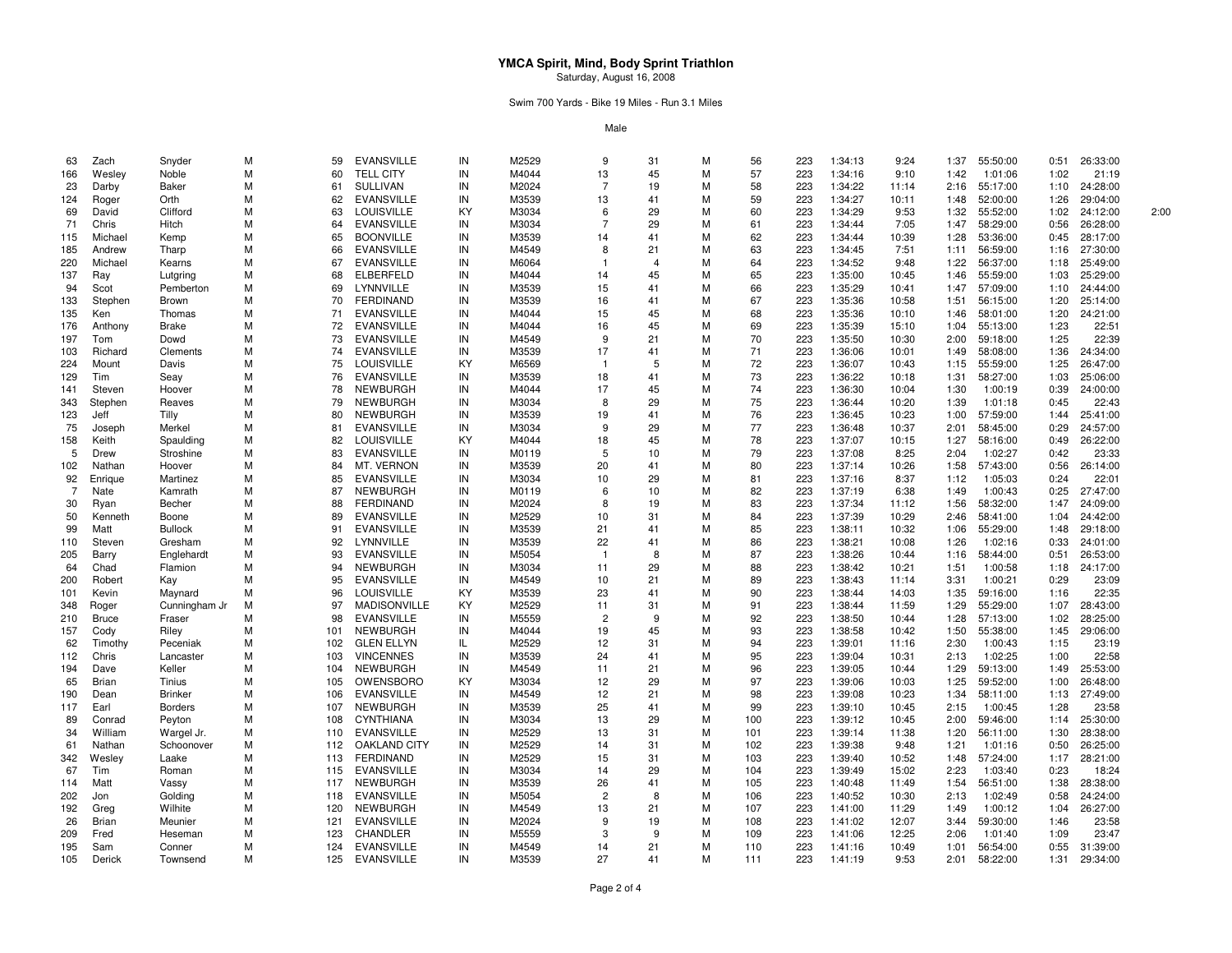# YMCA Spirit, Mind, Body Sprint Triathlon

Saturday, August 16, 2008

Swim 700 Yards - Bike 19 Miles - Run 3.1 Miles

Male

| | | | | | | | | | | | | | | | | | | | |
|---|---|---|---|---|---|---|---|---|---|---|---|---|---|---|---|---|---|---|---|
| 63 | Zach | Snyder | M | 59 | EVANSVILLE | IN | M2529 | 9 | 31 | M | 56 | 223 | 1:34:13 | 9:24 | 1:37 | 55:50:00 | 0:51 | 26:33:00 | |
| 166 | Wesley | Noble | M | 60 | TELL CITY | IN | M4044 | 13 | 45 | M | 57 | 223 | 1:34:16 | 9:10 | 1:42 | 1:01:06 | 1:02 | 21:19 | |
| 23 | Darby | Baker | M | 61 | SULLIVAN | IN | M2024 | 7 | 19 | M | 58 | 223 | 1:34:22 | 11:14 | 2:16 | 55:17:00 | 1:10 | 24:28:00 | |
| 124 | Roger | Orth | M | 62 | EVANSVILLE | IN | M3539 | 13 | 41 | M | 59 | 223 | 1:34:27 | 10:11 | 1:48 | 52:00:00 | 1:26 | 29:04:00 | |
| 69 | David | Clifford | M | 63 | LOUISVILLE | KY | M3034 | 6 | 29 | M | 60 | 223 | 1:34:29 | 9:53 | 1:32 | 55:52:00 | 1:02 | 24:12:00 | 2:00 |
| 71 | Chris | Hitch | M | 64 | EVANSVILLE | IN | M3034 | 7 | 29 | M | 61 | 223 | 1:34:44 | 7:05 | 1:47 | 58:29:00 | 0:56 | 26:28:00 | |
| 115 | Michael | Kemp | M | 65 | BOONVILLE | IN | M3539 | 14 | 41 | M | 62 | 223 | 1:34:44 | 10:39 | 1:28 | 53:36:00 | 0:45 | 28:17:00 | |
| 185 | Andrew | Tharp | M | 66 | EVANSVILLE | IN | M4549 | 8 | 21 | M | 63 | 223 | 1:34:45 | 7:51 | 1:11 | 56:59:00 | 1:16 | 27:30:00 | |
| 220 | Michael | Kearns | M | 67 | EVANSVILLE | IN | M6064 | 1 | 4 | M | 64 | 223 | 1:34:52 | 9:48 | 1:22 | 56:37:00 | 1:18 | 25:49:00 | |
| 137 | Ray | Lutgring | M | 68 | ELBERFELD | IN | M4044 | 14 | 45 | M | 65 | 223 | 1:35:00 | 10:45 | 1:46 | 55:59:00 | 1:03 | 25:29:00 | |
| 94 | Scot | Pemberton | M | 69 | LYNNVILLE | IN | M3539 | 15 | 41 | M | 66 | 223 | 1:35:29 | 10:41 | 1:47 | 57:09:00 | 1:10 | 24:44:00 | |
| 133 | Stephen | Brown | M | 70 | FERDINAND | IN | M3539 | 16 | 41 | M | 67 | 223 | 1:35:36 | 10:58 | 1:51 | 56:15:00 | 1:20 | 25:14:00 | |
| 135 | Ken | Thomas | M | 71 | EVANSVILLE | IN | M4044 | 15 | 45 | M | 68 | 223 | 1:35:36 | 10:10 | 1:46 | 58:01:00 | 1:20 | 24:21:00 | |
| 176 | Anthony | Brake | M | 72 | EVANSVILLE | IN | M4044 | 16 | 45 | M | 69 | 223 | 1:35:39 | 15:10 | 1:04 | 55:13:00 | 1:23 | 22:51 | |
| 197 | Tom | Dowd | M | 73 | EVANSVILLE | IN | M4549 | 9 | 21 | M | 70 | 223 | 1:35:50 | 10:30 | 2:00 | 59:18:00 | 1:25 | 22:39 | |
| 103 | Richard | Clements | M | 74 | EVANSVILLE | IN | M3539 | 17 | 41 | M | 71 | 223 | 1:36:06 | 10:01 | 1:49 | 58:08:00 | 1:36 | 24:34:00 | |
| 224 | Mount | Davis | M | 75 | LOUISVILLE | KY | M6569 | 1 | 5 | M | 72 | 223 | 1:36:07 | 10:43 | 1:15 | 55:59:00 | 1:25 | 26:47:00 | |
| 129 | Tim | Seay | M | 76 | EVANSVILLE | IN | M3539 | 18 | 41 | M | 73 | 223 | 1:36:22 | 10:18 | 1:31 | 58:27:00 | 1:03 | 25:06:00 | |
| 141 | Steven | Hoover | M | 78 | NEWBURGH | IN | M4044 | 17 | 45 | M | 74 | 223 | 1:36:30 | 10:04 | 1:30 | 1:00:19 | 0:39 | 24:00:00 | |
| 343 | Stephen | Reaves | M | 79 | NEWBURGH | IN | M3034 | 8 | 29 | M | 75 | 223 | 1:36:44 | 10:20 | 1:39 | 1:01:18 | 0:45 | 22:43 | |
| 123 | Jeff | Tilly | M | 80 | NEWBURGH | IN | M3539 | 19 | 41 | M | 76 | 223 | 1:36:45 | 10:23 | 1:00 | 57:59:00 | 1:44 | 25:41:00 | |
| 75 | Joseph | Merkel | M | 81 | EVANSVILLE | IN | M3034 | 9 | 29 | M | 77 | 223 | 1:36:48 | 10:37 | 2:01 | 58:45:00 | 0:29 | 24:57:00 | |
| 158 | Keith | Spaulding | M | 82 | LOUISVILLE | KY | M4044 | 18 | 45 | M | 78 | 223 | 1:37:07 | 10:15 | 1:27 | 58:16:00 | 0:49 | 26:22:00 | |
| 5 | Drew | Stroshine | M | 83 | EVANSVILLE | IN | M0119 | 5 | 10 | M | 79 | 223 | 1:37:08 | 8:25 | 2:04 | 1:02:27 | 0:42 | 23:33 | |
| 102 | Nathan | Hoover | M | 84 | MT. VERNON | IN | M3539 | 20 | 41 | M | 80 | 223 | 1:37:14 | 10:26 | 1:58 | 57:43:00 | 0:56 | 26:14:00 | |
| 92 | Enrique | Martinez | M | 85 | EVANSVILLE | IN | M3034 | 10 | 29 | M | 81 | 223 | 1:37:16 | 8:37 | 1:12 | 1:05:03 | 0:24 | 22:01 | |
| 7 | Nate | Kamrath | M | 87 | NEWBURGH | IN | M0119 | 6 | 10 | M | 82 | 223 | 1:37:19 | 6:38 | 1:49 | 1:00:43 | 0:25 | 27:47:00 | |
| 30 | Ryan | Becher | M | 88 | FERDINAND | IN | M2024 | 8 | 19 | M | 83 | 223 | 1:37:34 | 11:12 | 1:56 | 58:32:00 | 1:47 | 24:09:00 | |
| 50 | Kenneth | Boone | M | 89 | EVANSVILLE | IN | M2529 | 10 | 31 | M | 84 | 223 | 1:37:39 | 10:29 | 2:46 | 58:41:00 | 1:04 | 24:42:00 | |
| 99 | Matt | Bullock | M | 91 | EVANSVILLE | IN | M3539 | 21 | 41 | M | 85 | 223 | 1:38:11 | 10:32 | 1:06 | 55:29:00 | 1:48 | 29:18:00 | |
| 110 | Steven | Gresham | M | 92 | LYNNVILLE | IN | M3539 | 22 | 41 | M | 86 | 223 | 1:38:21 | 10:08 | 1:26 | 1:02:16 | 0:33 | 24:01:00 | |
| 205 | Barry | Englehardt | M | 93 | EVANSVILLE | IN | M5054 | 1 | 8 | M | 87 | 223 | 1:38:26 | 10:44 | 1:16 | 58:44:00 | 0:51 | 26:53:00 | |
| 64 | Chad | Flamion | M | 94 | NEWBURGH | IN | M3034 | 11 | 29 | M | 88 | 223 | 1:38:42 | 10:21 | 1:51 | 1:00:58 | 1:18 | 24:17:00 | |
| 200 | Robert | Kay | M | 95 | EVANSVILLE | IN | M4549 | 10 | 21 | M | 89 | 223 | 1:38:43 | 11:14 | 3:31 | 1:00:21 | 0:29 | 23:09 | |
| 101 | Kevin | Maynard | M | 96 | LOUISVILLE | KY | M3539 | 23 | 41 | M | 90 | 223 | 1:38:44 | 14:03 | 1:35 | 59:16:00 | 1:16 | 22:35 | |
| 348 | Roger | Cunningham Jr | M | 97 | MADISONVILLE | KY | M2529 | 11 | 31 | M | 91 | 223 | 1:38:44 | 11:59 | 1:29 | 55:29:00 | 1:07 | 28:43:00 | |
| 210 | Bruce | Fraser | M | 98 | EVANSVILLE | IN | M5559 | 2 | 9 | M | 92 | 223 | 1:38:50 | 10:44 | 1:28 | 57:13:00 | 1:02 | 28:25:00 | |
| 157 | Cody | Riley | M | 101 | NEWBURGH | IN | M4044 | 19 | 45 | M | 93 | 223 | 1:38:58 | 10:42 | 1:50 | 55:38:00 | 1:45 | 29:06:00 | |
| 62 | Timothy | Peceniak | M | 102 | GLEN ELLYN | IL | M2529 | 12 | 31 | M | 94 | 223 | 1:39:01 | 11:16 | 2:30 | 1:00:43 | 1:15 | 23:19 | |
| 112 | Chris | Lancaster | M | 103 | VINCENNES | IN | M3539 | 24 | 41 | M | 95 | 223 | 1:39:04 | 10:31 | 2:13 | 1:02:25 | 1:00 | 22:58 | |
| 194 | Dave | Keller | M | 104 | NEWBURGH | IN | M4549 | 11 | 21 | M | 96 | 223 | 1:39:05 | 10:44 | 1:29 | 59:13:00 | 1:49 | 25:53:00 | |
| 65 | Brian | Tinius | M | 105 | OWENSBORO | KY | M3034 | 12 | 29 | M | 97 | 223 | 1:39:06 | 10:03 | 1:25 | 59:52:00 | 1:00 | 26:48:00 | |
| 190 | Dean | Brinker | M | 106 | EVANSVILLE | IN | M4549 | 12 | 21 | M | 98 | 223 | 1:39:08 | 10:23 | 1:34 | 58:11:00 | 1:13 | 27:49:00 | |
| 117 | Earl | Borders | M | 107 | NEWBURGH | IN | M3539 | 25 | 41 | M | 99 | 223 | 1:39:10 | 10:45 | 2:15 | 1:00:45 | 1:28 | 23:58 | |
| 89 | Conrad | Peyton | M | 108 | CYNTHIANA | IN | M3034 | 13 | 29 | M | 100 | 223 | 1:39:12 | 10:45 | 2:00 | 59:46:00 | 1:14 | 25:30:00 | |
| 34 | William | Wargel Jr. | M | 110 | EVANSVILLE | IN | M2529 | 13 | 31 | M | 101 | 223 | 1:39:14 | 11:38 | 1:20 | 56:11:00 | 1:30 | 28:38:00 | |
| 61 | Nathan | Schoonover | M | 112 | OAKLAND CITY | IN | M2529 | 14 | 31 | M | 102 | 223 | 1:39:38 | 9:48 | 1:21 | 1:01:16 | 0:50 | 26:25:00 | |
| 342 | Wesley | Laake | M | 113 | FERDINAND | IN | M2529 | 15 | 31 | M | 103 | 223 | 1:39:40 | 10:52 | 1:48 | 57:24:00 | 1:17 | 28:21:00 | |
| 67 | Tim | Roman | M | 115 | EVANSVILLE | IN | M3034 | 14 | 29 | M | 104 | 223 | 1:39:49 | 15:02 | 2:23 | 1:03:40 | 0:23 | 18:24 | |
| 114 | Matt | Vassy | M | 117 | NEWBURGH | IN | M3539 | 26 | 41 | M | 105 | 223 | 1:40:48 | 11:49 | 1:54 | 56:51:00 | 1:38 | 28:38:00 | |
| 202 | Jon | Golding | M | 118 | EVANSVILLE | IN | M5054 | 2 | 8 | M | 106 | 223 | 1:40:52 | 10:30 | 2:13 | 1:02:49 | 0:58 | 24:24:00 | |
| 192 | Greg | Wilhite | M | 120 | NEWBURGH | IN | M4549 | 13 | 21 | M | 107 | 223 | 1:41:00 | 11:29 | 1:49 | 1:00:12 | 1:04 | 26:27:00 | |
| 26 | Brian | Meunier | M | 121 | EVANSVILLE | IN | M2024 | 9 | 19 | M | 108 | 223 | 1:41:02 | 12:07 | 3:44 | 59:30:00 | 1:46 | 23:58 | |
| 209 | Fred | Heseman | M | 123 | CHANDLER | IN | M5559 | 3 | 9 | M | 109 | 223 | 1:41:06 | 12:25 | 2:06 | 1:01:40 | 1:09 | 23:47 | |
| 195 | Sam | Conner | M | 124 | EVANSVILLE | IN | M4549 | 14 | 21 | M | 110 | 223 | 1:41:16 | 10:49 | 1:01 | 56:54:00 | 0:55 | 31:39:00 | |
| 105 | Derick | Townsend | M | 125 | EVANSVILLE | IN | M3539 | 27 | 41 | M | 111 | 223 | 1:41:19 | 9:53 | 2:01 | 58:22:00 | 1:31 | 29:34:00 | |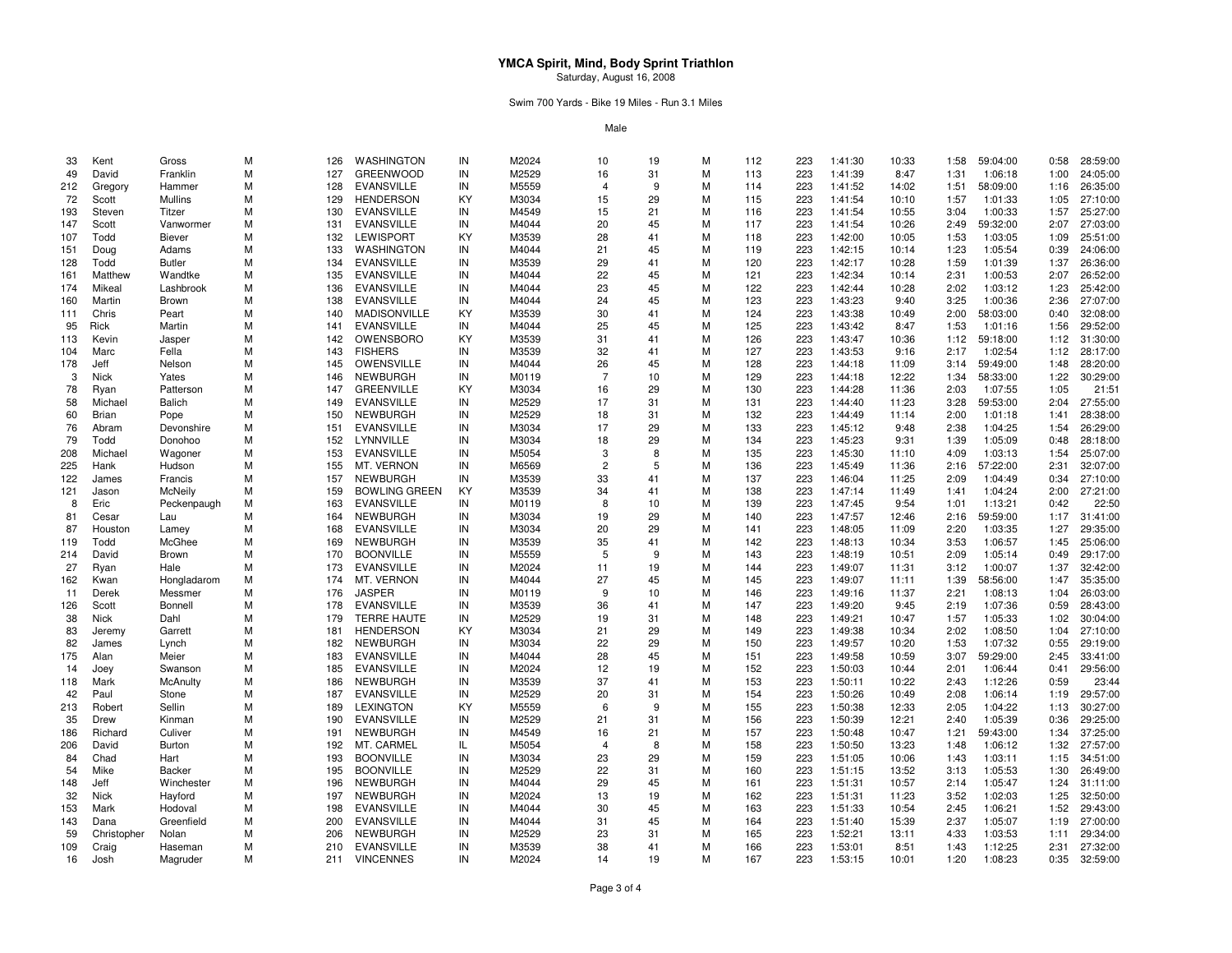# YMCA Spirit, Mind, Body Sprint Triathlon

Saturday, August 16, 2008

Swim 700 Yards - Bike 19 Miles - Run 3.1 Miles

Male

| | | | | | | | | | | | | | | | | | | | |
|---|---|---|---|---|---|---|---|---|---|---|---|---|---|---|---|---|---|---|---|
| 33 | Kent | Gross | M | 126 | WASHINGTON | IN | M2024 | 10 | 19 | M | 112 | 223 | 1:41:30 | 10:33 | 1:58 | 59:04:00 | 0:58 | 28:59:00 |
| 49 | David | Franklin | M | 127 | GREENWOOD | IN | M2529 | 16 | 31 | M | 113 | 223 | 1:41:39 | 8:47 | 1:31 | 1:06:18 | 1:00 | 24:05:00 |
| 212 | Gregory | Hammer | M | 128 | EVANSVILLE | IN | M5559 | 4 | 9 | M | 114 | 223 | 1:41:52 | 14:02 | 1:51 | 58:09:00 | 1:16 | 26:35:00 |
| 72 | Scott | Mullins | M | 129 | HENDERSON | KY | M3034 | 15 | 29 | M | 115 | 223 | 1:41:54 | 10:10 | 1:57 | 1:01:33 | 1:05 | 27:10:00 |
| 193 | Steven | Titzer | M | 130 | EVANSVILLE | IN | M4549 | 15 | 21 | M | 116 | 223 | 1:41:54 | 10:55 | 3:04 | 1:00:33 | 1:57 | 25:27:00 |
| 147 | Scott | Vanwormer | M | 131 | EVANSVILLE | IN | M4044 | 20 | 45 | M | 117 | 223 | 1:41:54 | 10:26 | 2:49 | 59:32:00 | 2:07 | 27:03:00 |
| 107 | Todd | Biever | M | 132 | LEWISPORT | KY | M3539 | 28 | 41 | M | 118 | 223 | 1:42:00 | 10:05 | 1:53 | 1:03:05 | 1:09 | 25:51:00 |
| 151 | Doug | Adams | M | 133 | WASHINGTON | IN | M4044 | 21 | 45 | M | 119 | 223 | 1:42:15 | 10:14 | 1:23 | 1:05:54 | 0:39 | 24:06:00 |
| 128 | Todd | Butler | M | 134 | EVANSVILLE | IN | M3539 | 29 | 41 | M | 120 | 223 | 1:42:17 | 10:28 | 1:59 | 1:01:39 | 1:37 | 26:36:00 |
| 161 | Matthew | Wandtke | M | 135 | EVANSVILLE | IN | M4044 | 22 | 45 | M | 121 | 223 | 1:42:34 | 10:14 | 2:31 | 1:00:53 | 2:07 | 26:52:00 |
| 174 | Mikeal | Lashbrook | M | 136 | EVANSVILLE | IN | M4044 | 23 | 45 | M | 122 | 223 | 1:42:44 | 10:28 | 2:02 | 1:03:12 | 1:23 | 25:42:00 |
| 160 | Martin | Brown | M | 138 | EVANSVILLE | IN | M4044 | 24 | 45 | M | 123 | 223 | 1:43:23 | 9:40 | 3:25 | 1:00:36 | 2:36 | 27:07:00 |
| 111 | Chris | Peart | M | 140 | MADISONVILLE | KY | M3539 | 30 | 41 | M | 124 | 223 | 1:43:38 | 10:49 | 2:00 | 58:03:00 | 0:40 | 32:08:00 |
| 95 | Rick | Martin | M | 141 | EVANSVILLE | IN | M4044 | 25 | 45 | M | 125 | 223 | 1:43:42 | 8:47 | 1:53 | 1:01:16 | 1:56 | 29:52:00 |
| 113 | Kevin | Jasper | M | 142 | OWENSBORO | KY | M3539 | 31 | 41 | M | 126 | 223 | 1:43:47 | 10:36 | 1:12 | 59:18:00 | 1:12 | 31:30:00 |
| 104 | Marc | Fella | M | 143 | FISHERS | IN | M3539 | 32 | 41 | M | 127 | 223 | 1:43:53 | 9:16 | 2:17 | 1:02:54 | 1:12 | 28:17:00 |
| 178 | Jeff | Nelson | M | 145 | OWENSVILLE | IN | M4044 | 26 | 45 | M | 128 | 223 | 1:44:18 | 11:09 | 3:14 | 59:49:00 | 1:48 | 28:20:00 |
| 3 | Nick | Yates | M | 146 | NEWBURGH | IN | M0119 | 7 | 10 | M | 129 | 223 | 1:44:18 | 12:22 | 1:34 | 58:33:00 | 1:22 | 30:29:00 |
| 78 | Ryan | Patterson | M | 147 | GREENVILLE | KY | M3034 | 16 | 29 | M | 130 | 223 | 1:44:28 | 11:36 | 2:03 | 1:07:55 | 1:05 | 21:51 |
| 58 | Michael | Balich | M | 149 | EVANSVILLE | IN | M2529 | 17 | 31 | M | 131 | 223 | 1:44:40 | 11:23 | 3:28 | 59:53:00 | 2:04 | 27:55:00 |
| 60 | Brian | Pope | M | 150 | NEWBURGH | IN | M2529 | 18 | 31 | M | 132 | 223 | 1:44:49 | 11:14 | 2:00 | 1:01:18 | 1:41 | 28:38:00 |
| 76 | Abram | Devonshire | M | 151 | EVANSVILLE | IN | M3034 | 17 | 29 | M | 133 | 223 | 1:45:12 | 9:48 | 2:38 | 1:04:25 | 1:54 | 26:29:00 |
| 79 | Todd | Donohoo | M | 152 | LYNNVILLE | IN | M3034 | 18 | 29 | M | 134 | 223 | 1:45:23 | 9:31 | 1:39 | 1:05:09 | 0:48 | 28:18:00 |
| 208 | Michael | Wagoner | M | 153 | EVANSVILLE | IN | M5054 | 3 | 8 | M | 135 | 223 | 1:45:30 | 11:10 | 4:09 | 1:03:13 | 1:54 | 25:07:00 |
| 225 | Hank | Hudson | M | 155 | MT. VERNON | IN | M6569 | 2 | 5 | M | 136 | 223 | 1:45:49 | 11:36 | 2:16 | 57:22:00 | 2:31 | 32:07:00 |
| 122 | James | Francis | M | 157 | NEWBURGH | IN | M3539 | 33 | 41 | M | 137 | 223 | 1:46:04 | 11:25 | 2:09 | 1:04:49 | 0:34 | 27:10:00 |
| 121 | Jason | McNeily | M | 159 | BOWLING GREEN | KY | M3539 | 34 | 41 | M | 138 | 223 | 1:47:14 | 11:49 | 1:41 | 1:04:24 | 2:00 | 27:21:00 |
| 8 | Eric | Peckenpaugh | M | 163 | EVANSVILLE | IN | M0119 | 8 | 10 | M | 139 | 223 | 1:47:45 | 9:54 | 1:01 | 1:13:21 | 0:42 | 22:50 |
| 81 | Cesar | Lau | M | 164 | NEWBURGH | IN | M3034 | 19 | 29 | M | 140 | 223 | 1:47:57 | 12:46 | 2:16 | 59:59:00 | 1:17 | 31:41:00 |
| 87 | Houston | Lamey | M | 168 | EVANSVILLE | IN | M3034 | 20 | 29 | M | 141 | 223 | 1:48:05 | 11:09 | 2:20 | 1:03:35 | 1:27 | 29:35:00 |
| 119 | Todd | McGhee | M | 169 | NEWBURGH | IN | M3539 | 35 | 41 | M | 142 | 223 | 1:48:13 | 10:34 | 3:53 | 1:06:57 | 1:45 | 25:06:00 |
| 214 | David | Brown | M | 170 | BOONVILLE | IN | M5559 | 5 | 9 | M | 143 | 223 | 1:48:19 | 10:51 | 2:09 | 1:05:14 | 0:49 | 29:17:00 |
| 27 | Ryan | Hale | M | 173 | EVANSVILLE | IN | M2024 | 11 | 19 | M | 144 | 223 | 1:49:07 | 11:31 | 3:12 | 1:00:07 | 1:37 | 32:42:00 |
| 162 | Kwan | Hongladarom | M | 174 | MT. VERNON | IN | M4044 | 27 | 45 | M | 145 | 223 | 1:49:07 | 11:11 | 1:39 | 58:56:00 | 1:47 | 35:35:00 |
| 11 | Derek | Messmer | M | 176 | JASPER | IN | M0119 | 9 | 10 | M | 146 | 223 | 1:49:16 | 11:37 | 2:21 | 1:08:13 | 1:04 | 26:03:00 |
| 126 | Scott | Bonnell | M | 178 | EVANSVILLE | IN | M3539 | 36 | 41 | M | 147 | 223 | 1:49:20 | 9:45 | 2:19 | 1:07:36 | 0:59 | 28:43:00 |
| 38 | Nick | Dahl | M | 179 | TERRE HAUTE | IN | M2529 | 19 | 31 | M | 148 | 223 | 1:49:21 | 10:47 | 1:57 | 1:05:33 | 1:02 | 30:04:00 |
| 83 | Jeremy | Garrett | M | 181 | HENDERSON | KY | M3034 | 21 | 29 | M | 149 | 223 | 1:49:38 | 10:34 | 2:02 | 1:08:50 | 1:04 | 27:10:00 |
| 82 | James | Lynch | M | 182 | NEWBURGH | IN | M3034 | 22 | 29 | M | 150 | 223 | 1:49:57 | 10:20 | 1:53 | 1:07:32 | 0:55 | 29:19:00 |
| 175 | Alan | Meier | M | 183 | EVANSVILLE | IN | M4044 | 28 | 45 | M | 151 | 223 | 1:49:58 | 10:59 | 3:07 | 59:29:00 | 2:45 | 33:41:00 |
| 14 | Joey | Swanson | M | 185 | EVANSVILLE | IN | M2024 | 12 | 19 | M | 152 | 223 | 1:50:03 | 10:44 | 2:01 | 1:06:44 | 0:41 | 29:56:00 |
| 118 | Mark | McAnulty | M | 186 | NEWBURGH | IN | M3539 | 37 | 41 | M | 153 | 223 | 1:50:11 | 10:22 | 2:43 | 1:12:26 | 0:59 | 23:44 |
| 42 | Paul | Stone | M | 187 | EVANSVILLE | IN | M2529 | 20 | 31 | M | 154 | 223 | 1:50:26 | 10:49 | 2:08 | 1:06:14 | 1:19 | 29:57:00 |
| 213 | Robert | Sellin | M | 189 | LEXINGTON | KY | M5559 | 6 | 9 | M | 155 | 223 | 1:50:38 | 12:33 | 2:05 | 1:04:22 | 1:13 | 30:27:00 |
| 35 | Drew | Kinman | M | 190 | EVANSVILLE | IN | M2529 | 21 | 31 | M | 156 | 223 | 1:50:39 | 12:21 | 2:40 | 1:05:39 | 0:36 | 29:25:00 |
| 186 | Richard | Culiver | M | 191 | NEWBURGH | IN | M4549 | 16 | 21 | M | 157 | 223 | 1:50:48 | 10:47 | 1:21 | 59:43:00 | 1:34 | 37:25:00 |
| 206 | David | Burton | M | 192 | MT. CARMEL | IL | M5054 | 4 | 8 | M | 158 | 223 | 1:50:50 | 13:23 | 1:48 | 1:06:12 | 1:32 | 27:57:00 |
| 84 | Chad | Hart | M | 193 | BOONVILLE | IN | M3034 | 23 | 29 | M | 159 | 223 | 1:51:05 | 10:06 | 1:43 | 1:03:11 | 1:15 | 34:51:00 |
| 54 | Mike | Backer | M | 195 | BOONVILLE | IN | M2529 | 22 | 31 | M | 160 | 223 | 1:51:15 | 13:52 | 3:13 | 1:05:53 | 1:30 | 26:49:00 |
| 148 | Jeff | Winchester | M | 196 | NEWBURGH | IN | M4044 | 29 | 45 | M | 161 | 223 | 1:51:31 | 10:57 | 2:14 | 1:05:47 | 1:24 | 31:11:00 |
| 32 | Nick | Hayford | M | 197 | NEWBURGH | IN | M2024 | 13 | 19 | M | 162 | 223 | 1:51:31 | 11:23 | 3:52 | 1:02:03 | 1:25 | 32:50:00 |
| 153 | Mark | Hodoval | M | 198 | EVANSVILLE | IN | M4044 | 30 | 45 | M | 163 | 223 | 1:51:33 | 10:54 | 2:45 | 1:06:21 | 1:52 | 29:43:00 |
| 143 | Dana | Greenfield | M | 200 | EVANSVILLE | IN | M4044 | 31 | 45 | M | 164 | 223 | 1:51:40 | 15:39 | 2:37 | 1:05:07 | 1:19 | 27:00:00 |
| 59 | Christopher | Nolan | M | 206 | NEWBURGH | IN | M2529 | 23 | 31 | M | 165 | 223 | 1:52:21 | 13:11 | 4:33 | 1:03:53 | 1:11 | 29:34:00 |
| 109 | Craig | Haseman | M | 210 | EVANSVILLE | IN | M3539 | 38 | 41 | M | 166 | 223 | 1:53:01 | 8:51 | 1:43 | 1:12:25 | 2:31 | 27:32:00 |
| 16 | Josh | Magruder | M | 211 | VINCENNES | IN | M2024 | 14 | 19 | M | 167 | 223 | 1:53:15 | 10:01 | 1:20 | 1:08:23 | 0:35 | 32:59:00 |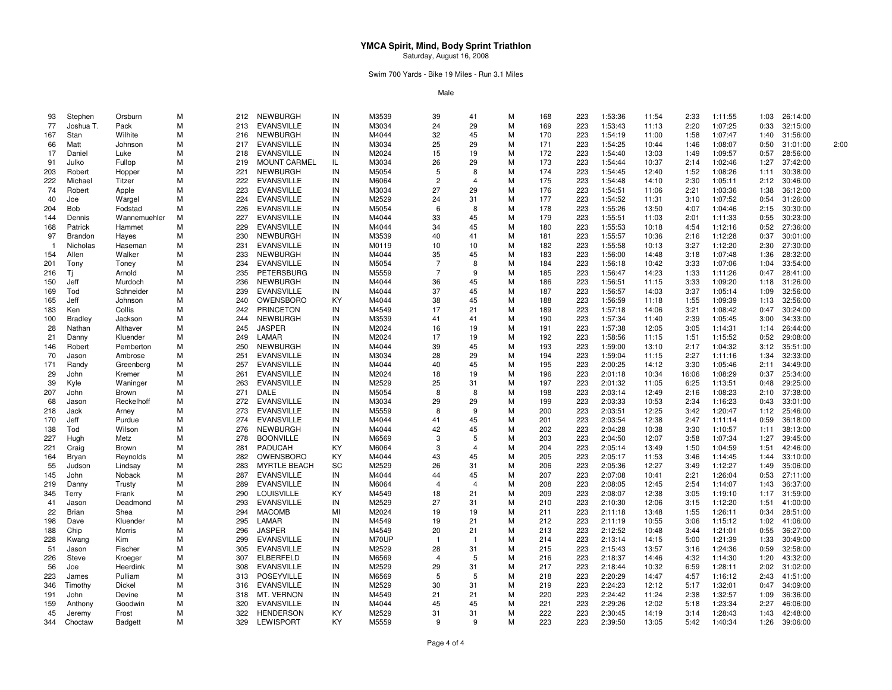# YMCA Spirit, Mind, Body Sprint Triathlon

Saturday, August 16, 2008

Swim 700 Yards - Bike 19 Miles - Run 3.1 Miles

Male

| | | | | | | | | | | | | | | | | | | | |
|---|---|---|---|---|---|---|---|---|---|---|---|---|---|---|---|---|---|---|---|
| 93 | Stephen | Orsburn | M | 212 | NEWBURGH | IN | M3539 | 39 | 41 | M | 168 | 223 | 1:53:36 | 11:54 | 2:33 | 1:11:55 | 1:03 | 26:14:00 | |
| 77 | Joshua T. | Pack | M | 213 | EVANSVILLE | IN | M3034 | 24 | 29 | M | 169 | 223 | 1:53:43 | 11:13 | 2:20 | 1:07:25 | 0:33 | 32:15:00 | |
| 167 | Stan | Wilhite | M | 216 | NEWBURGH | IN | M4044 | 32 | 45 | M | 170 | 223 | 1:54:19 | 11:00 | 1:58 | 1:07:47 | 1:40 | 31:56:00 | |
| 66 | Matt | Johnson | M | 217 | EVANSVILLE | IN | M3034 | 25 | 29 | M | 171 | 223 | 1:54:25 | 10:44 | 1:46 | 1:08:07 | 0:50 | 31:01:00 | 2:00 |
| 17 | Daniel | Luke | M | 218 | EVANSVILLE | IN | M2024 | 15 | 19 | M | 172 | 223 | 1:54:40 | 13:03 | 1:49 | 1:09:57 | 0:57 | 28:56:00 | |
| 91 | Julko | Fullop | M | 219 | MOUNT CARMEL | IL | M3034 | 26 | 29 | M | 173 | 223 | 1:54:44 | 10:37 | 2:14 | 1:02:46 | 1:27 | 37:42:00 | |
| 203 | Robert | Hopper | M | 221 | NEWBURGH | IN | M5054 | 5 | 8 | M | 174 | 223 | 1:54:45 | 12:40 | 1:52 | 1:08:26 | 1:11 | 30:38:00 | |
| 222 | Michael | Titzer | M | 222 | EVANSVILLE | IN | M6064 | 2 | 4 | M | 175 | 223 | 1:54:48 | 14:10 | 2:30 | 1:05:11 | 2:12 | 30:46:00 | |
| 74 | Robert | Apple | M | 223 | EVANSVILLE | IN | M3034 | 27 | 29 | M | 176 | 223 | 1:54:51 | 11:06 | 2:21 | 1:03:36 | 1:38 | 36:12:00 | |
| 40 | Joe | Wargel | M | 224 | EVANSVILLE | IN | M2529 | 24 | 31 | M | 177 | 223 | 1:54:52 | 11:31 | 3:10 | 1:07:52 | 0:54 | 31:26:00 | |
| 204 | Bob | Fodstad | M | 226 | EVANSVILLE | IN | M5054 | 6 | 8 | M | 178 | 223 | 1:55:26 | 13:50 | 4:07 | 1:04:46 | 2:15 | 30:30:00 | |
| 144 | Dennis | Wannemuehler | M | 227 | EVANSVILLE | IN | M4044 | 33 | 45 | M | 179 | 223 | 1:55:51 | 11:03 | 2:01 | 1:11:33 | 0:55 | 30:23:00 | |
| 168 | Patrick | Hammet | M | 229 | EVANSVILLE | IN | M4044 | 34 | 45 | M | 180 | 223 | 1:55:53 | 10:18 | 4:54 | 1:12:16 | 0:52 | 27:36:00 | |
| 97 | Brandon | Hayes | M | 230 | NEWBURGH | IN | M3539 | 40 | 41 | M | 181 | 223 | 1:55:57 | 10:36 | 2:16 | 1:12:28 | 0:37 | 30:01:00 | |
| 1 | Nicholas | Haseman | M | 231 | EVANSVILLE | IN | M0119 | 10 | 10 | M | 182 | 223 | 1:55:58 | 10:13 | 3:27 | 1:12:20 | 2:30 | 27:30:00 | |
| 154 | Allen | Walker | M | 233 | NEWBURGH | IN | M4044 | 35 | 45 | M | 183 | 223 | 1:56:00 | 14:48 | 3:18 | 1:07:48 | 1:36 | 28:32:00 | |
| 201 | Tony | Toney | M | 234 | EVANSVILLE | IN | M5054 | 7 | 8 | M | 184 | 223 | 1:56:18 | 10:42 | 3:33 | 1:07:06 | 1:04 | 33:54:00 | |
| 216 | Tj | Arnold | M | 235 | PETERSBURG | IN | M5559 | 7 | 9 | M | 185 | 223 | 1:56:47 | 14:23 | 1:33 | 1:11:26 | 0:47 | 28:41:00 | |
| 150 | Jeff | Murdoch | M | 236 | NEWBURGH | IN | M4044 | 36 | 45 | M | 186 | 223 | 1:56:51 | 11:15 | 3:33 | 1:09:20 | 1:18 | 31:26:00 | |
| 169 | Tod | Schneider | M | 239 | EVANSVILLE | IN | M4044 | 37 | 45 | M | 187 | 223 | 1:56:57 | 14:03 | 3:37 | 1:05:14 | 1:09 | 32:56:00 | |
| 165 | Jeff | Johnson | M | 240 | OWENSBORO | KY | M4044 | 38 | 45 | M | 188 | 223 | 1:56:59 | 11:18 | 1:55 | 1:09:39 | 1:13 | 32:56:00 | |
| 183 | Ken | Collis | M | 242 | PRINCETON | IN | M4549 | 17 | 21 | M | 189 | 223 | 1:57:18 | 14:06 | 3:21 | 1:08:42 | 0:47 | 30:24:00 | |
| 100 | Bradley | Jackson | M | 244 | NEWBURGH | IN | M3539 | 41 | 41 | M | 190 | 223 | 1:57:34 | 11:40 | 2:39 | 1:05:45 | 3:00 | 34:33:00 | |
| 28 | Nathan | Althaver | M | 245 | JASPER | IN | M2024 | 16 | 19 | M | 191 | 223 | 1:57:38 | 12:05 | 3:05 | 1:14:31 | 1:14 | 26:44:00 | |
| 21 | Danny | Kluender | M | 249 | LAMAR | IN | M2024 | 17 | 19 | M | 192 | 223 | 1:58:56 | 11:15 | 1:51 | 1:15:52 | 0:52 | 29:08:00 | |
| 146 | Robert | Pemberton | M | 250 | NEWBURGH | IN | M4044 | 39 | 45 | M | 193 | 223 | 1:59:00 | 13:10 | 2:17 | 1:04:32 | 3:12 | 35:51:00 | |
| 70 | Jason | Ambrose | M | 251 | EVANSVILLE | IN | M3034 | 28 | 29 | M | 194 | 223 | 1:59:04 | 11:15 | 2:27 | 1:11:16 | 1:34 | 32:33:00 | |
| 171 | Randy | Greenberg | M | 257 | EVANSVILLE | IN | M4044 | 40 | 45 | M | 195 | 223 | 2:00:25 | 14:12 | 3:30 | 1:05:46 | 2:11 | 34:49:00 | |
| 29 | John | Kremer | M | 261 | EVANSVILLE | IN | M2024 | 18 | 19 | M | 196 | 223 | 2:01:18 | 10:34 | 16:06 | 1:08:29 | 0:37 | 25:34:00 | |
| 39 | Kyle | Waninger | M | 263 | EVANSVILLE | IN | M2529 | 25 | 31 | M | 197 | 223 | 2:01:32 | 11:05 | 6:25 | 1:13:51 | 0:48 | 29:25:00 | |
| 207 | John | Brown | M | 271 | DALE | IN | M5054 | 8 | 8 | M | 198 | 223 | 2:03:14 | 12:49 | 2:16 | 1:08:23 | 2:10 | 37:38:00 | |
| 68 | Jason | Reckelhoff | M | 272 | EVANSVILLE | IN | M3034 | 29 | 29 | M | 199 | 223 | 2:03:33 | 10:53 | 2:34 | 1:16:23 | 0:43 | 33:01:00 | |
| 218 | Jack | Arney | M | 273 | EVANSVILLE | IN | M5559 | 8 | 9 | M | 200 | 223 | 2:03:51 | 12:25 | 3:42 | 1:20:47 | 1:12 | 25:46:00 | |
| 170 | Jeff | Purdue | M | 274 | EVANSVILLE | IN | M4044 | 41 | 45 | M | 201 | 223 | 2:03:54 | 12:38 | 2:47 | 1:11:14 | 0:59 | 36:18:00 | |
| 138 | Tod | Wilson | M | 276 | NEWBURGH | IN | M4044 | 42 | 45 | M | 202 | 223 | 2:04:28 | 10:38 | 3:30 | 1:10:57 | 1:11 | 38:13:00 | |
| 227 | Hugh | Metz | M | 278 | BOONVILLE | IN | M6569 | 3 | 5 | M | 203 | 223 | 2:04:50 | 12:07 | 3:58 | 1:07:34 | 1:27 | 39:45:00 | |
| 221 | Craig | Brown | M | 281 | PADUCAH | KY | M6064 | 3 | 4 | M | 204 | 223 | 2:05:14 | 13:49 | 1:50 | 1:04:59 | 1:51 | 42:46:00 | |
| 164 | Bryan | Reynolds | M | 282 | OWENSBORO | KY | M4044 | 43 | 45 | M | 205 | 223 | 2:05:17 | 11:53 | 3:46 | 1:14:45 | 1:44 | 33:10:00 | |
| 55 | Judson | Lindsay | M | 283 | MYRTLE BEACH | SC | M2529 | 26 | 31 | M | 206 | 223 | 2:05:36 | 12:27 | 3:49 | 1:12:27 | 1:49 | 35:06:00 | |
| 145 | John | Noback | M | 287 | EVANSVILLE | IN | M4044 | 44 | 45 | M | 207 | 223 | 2:07:08 | 10:41 | 2:21 | 1:26:04 | 0:53 | 27:11:00 | |
| 219 | Danny | Trusty | M | 289 | EVANSVILLE | IN | M6064 | 4 | 4 | M | 208 | 223 | 2:08:05 | 12:45 | 2:54 | 1:14:07 | 1:43 | 36:37:00 | |
| 345 | Terry | Frank | M | 290 | LOUISVILLE | KY | M4549 | 18 | 21 | M | 209 | 223 | 2:08:07 | 12:38 | 3:05 | 1:19:10 | 1:17 | 31:59:00 | |
| 41 | Jason | Deadmond | M | 293 | EVANSVILLE | IN | M2529 | 27 | 31 | M | 210 | 223 | 2:10:30 | 12:06 | 3:15 | 1:12:20 | 1:51 | 41:00:00 | |
| 22 | Brian | Shea | M | 294 | MACOMB | MI | M2024 | 19 | 19 | M | 211 | 223 | 2:11:18 | 13:48 | 1:55 | 1:26:11 | 0:34 | 28:51:00 | |
| 198 | Dave | Kluender | M | 295 | LAMAR | IN | M4549 | 19 | 21 | M | 212 | 223 | 2:11:19 | 10:55 | 3:06 | 1:15:12 | 1:02 | 41:06:00 | |
| 188 | Chip | Morris | M | 296 | JASPER | IN | M4549 | 20 | 21 | M | 213 | 223 | 2:12:52 | 10:48 | 3:44 | 1:21:01 | 0:55 | 36:27:00 | |
| 228 | Kwang | Kim | M | 299 | EVANSVILLE | IN | M70UP | 1 | 1 | M | 214 | 223 | 2:13:14 | 14:15 | 5:00 | 1:21:39 | 1:33 | 30:49:00 | |
| 51 | Jason | Fischer | M | 305 | EVANSVILLE | IN | M2529 | 28 | 31 | M | 215 | 223 | 2:15:43 | 13:57 | 3:16 | 1:24:36 | 0:59 | 32:58:00 | |
| 226 | Steve | Kroeger | M | 307 | ELBERFELD | IN | M6569 | 4 | 5 | M | 216 | 223 | 2:18:37 | 14:46 | 4:32 | 1:14:30 | 1:20 | 43:32:00 | |
| 56 | Joe | Heerdink | M | 308 | EVANSVILLE | IN | M2529 | 29 | 31 | M | 217 | 223 | 2:18:44 | 10:32 | 6:59 | 1:28:11 | 2:02 | 31:02:00 | |
| 223 | James | Pulliam | M | 313 | POSEYVILLE | IN | M6569 | 5 | 5 | M | 218 | 223 | 2:20:29 | 14:47 | 4:57 | 1:16:12 | 2:43 | 41:51:00 | |
| 346 | Timothy | Dickel | M | 316 | EVANSVILLE | IN | M2529 | 30 | 31 | M | 219 | 223 | 2:24:23 | 12:12 | 5:17 | 1:32:01 | 0:47 | 34:09:00 | |
| 191 | John | Devine | M | 318 | MT. VERNON | IN | M4549 | 21 | 21 | M | 220 | 223 | 2:24:42 | 11:24 | 2:38 | 1:32:57 | 1:09 | 36:36:00 | |
| 159 | Anthony | Goodwin | M | 320 | EVANSVILLE | IN | M4044 | 45 | 45 | M | 221 | 223 | 2:29:26 | 12:02 | 5:18 | 1:23:34 | 2:27 | 46:06:00 | |
| 45 | Jeremy | Frost | M | 322 | HENDERSON | KY | M2529 | 31 | 31 | M | 222 | 223 | 2:30:45 | 14:19 | 3:14 | 1:28:43 | 1:43 | 42:48:00 | |
| 344 | Choctaw | Badgett | M | 329 | LEWISPORT | KY | M5559 | 9 | 9 | M | 223 | 223 | 2:39:50 | 13:05 | 5:42 | 1:40:34 | 1:26 | 39:06:00 | |